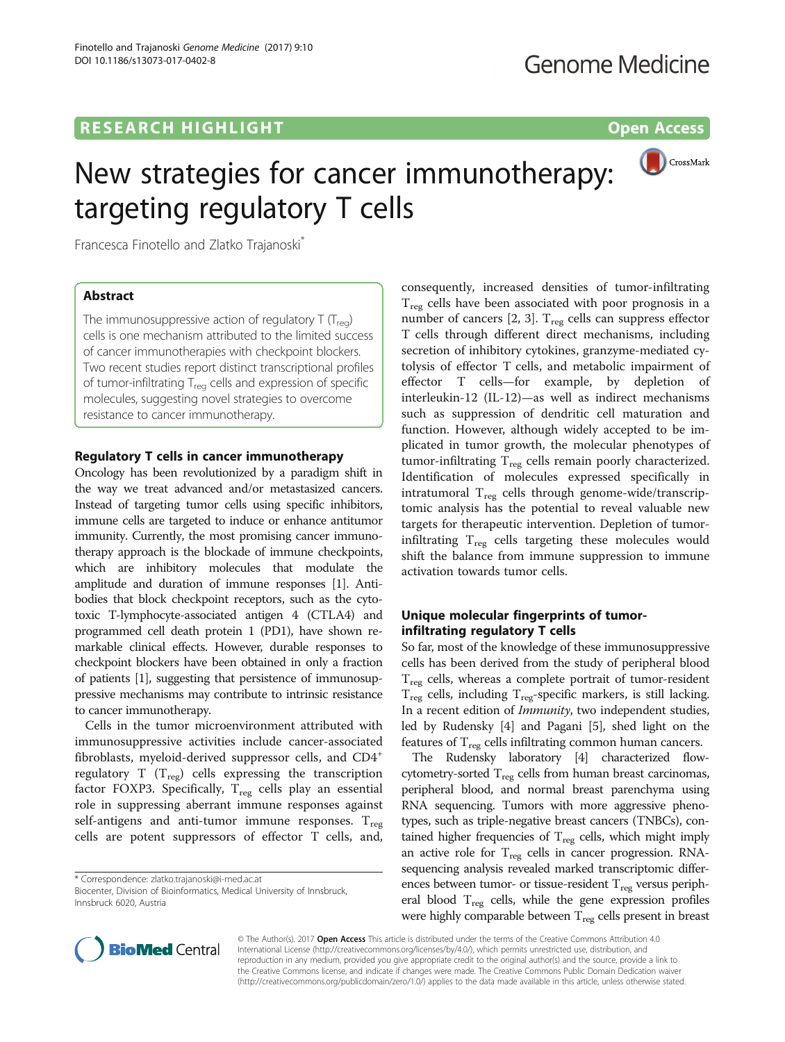RESEARCH HIGHLIGHT

Open Access

# New strategies for cancer immunotherapy: targeting regulatory T cells

Francesca Finotello and Zlatko Trajanoski*

## Abstract

The immunosuppressive action of regulatory T ($T_{reg}$) cells is one mechanism attributed to the limited success of cancer immunotherapies with checkpoint blockers. Two recent studies report distinct transcriptional profiles of tumor-infiltrating $T_{reg}$ cells and expression of specific molecules, suggesting novel strategies to overcome resistance to cancer immunotherapy.

## Regulatory T cells in cancer immunotherapy

Oncology has been revolutionized by a paradigm shift in the way we treat advanced and/or metastasized cancers. Instead of targeting tumor cells using specific inhibitors, immune cells are targeted to induce or enhance antitumor immunity. Currently, the most promising cancer immunotherapy approach is the blockade of immune checkpoints, which are inhibitory molecules that modulate the amplitude and duration of immune responses [1]. Antibodies that block checkpoint receptors, such as the cytotoxic T-lymphocyte-associated antigen 4 (CTLA4) and programmed cell death protein 1 (PD1), have shown remarkable clinical effects. However, durable responses to checkpoint blockers have been obtained in only a fraction of patients [1], suggesting that persistence of immunosuppressive mechanisms may contribute to intrinsic resistance to cancer immunotherapy.

Cells in the tumor microenvironment attributed with immunosuppressive activities include cancer-associated fibroblasts, myeloid-derived suppressor cells, and $CD4^+$ regulatory T ($T_{reg}$) cells expressing the transcription factor FOXP3. Specifically, $T_{reg}$ cells play an essential role in suppressing aberrant immune responses against self-antigens and anti-tumor immune responses. $T_{reg}$ cells are potent suppressors of effector T cells, and, consequently, increased densities of tumor-infiltrating $T_{reg}$ cells have been associated with poor prognosis in a number of cancers [2, 3]. $T_{reg}$ cells can suppress effector T cells through different direct mechanisms, including secretion of inhibitory cytokines, granzyme-mediated cytolysis of effector T cells, and metabolic impairment of effector T cells—for example, by depletion of interleukin-12 (IL-12)—as well as indirect mechanisms such as suppression of dendritic cell maturation and function. However, although widely accepted to be implicated in tumor growth, the molecular phenotypes of tumor-infiltrating $T_{reg}$ cells remain poorly characterized. Identification of molecules expressed specifically in intratumoral $T_{reg}$ cells through genome-wide/transcriptomic analysis has the potential to reveal valuable new targets for therapeutic intervention. Depletion of tumor-infiltrating $T_{reg}$ cells targeting these molecules would shift the balance from immune suppression to immune activation towards tumor cells.

## Unique molecular fingerprints of tumor-infiltrating regulatory T cells

So far, most of the knowledge of these immunosuppressive cells has been derived from the study of peripheral blood $T_{reg}$ cells, whereas a complete portrait of tumor-resident $T_{reg}$ cells, including $T_{reg}$-specific markers, is still lacking. In a recent edition of *Immunity*, two independent studies, led by Rudensky [4] and Pagani [5], shed light on the features of $T_{reg}$ cells infiltrating common human cancers.

The Rudensky laboratory [4] characterized flow-cytometry-sorted $T_{reg}$ cells from human breast carcinomas, peripheral blood, and normal breast parenchyma using RNA sequencing. Tumors with more aggressive phenotypes, such as triple-negative breast cancers (TNBCs), contained higher frequencies of $T_{reg}$ cells, which might imply an active role for $T_{reg}$ cells in cancer progression. RNA-sequencing analysis revealed marked transcriptomic differences between tumor- or tissue-resident $T_{reg}$ versus peripheral blood $T_{reg}$ cells, while the gene expression profiles were highly comparable between $T_{reg}$ cells present in breast

* Correspondence: zlatko.trajanoski@i-med.ac.at
Biocenter, Division of Bioinformatics, Medical University of Innsbruck, Innsbruck 6020, Austria

© The Author(s). 2017 **Open Access** This article is distributed under the terms of the Creative Commons Attribution 4.0 International License (http://creativecommons.org/licenses/by/4.0/), which permits unrestricted use, distribution, and reproduction in any medium, provided you give appropriate credit to the original author(s) and the source, provide a link to the Creative Commons license, and indicate if changes were made. The Creative Commons Public Domain Dedication waiver (http://creativecommons.org/publicdomain/zero/1.0/) applies to the data made available in this article, unless otherwise stated.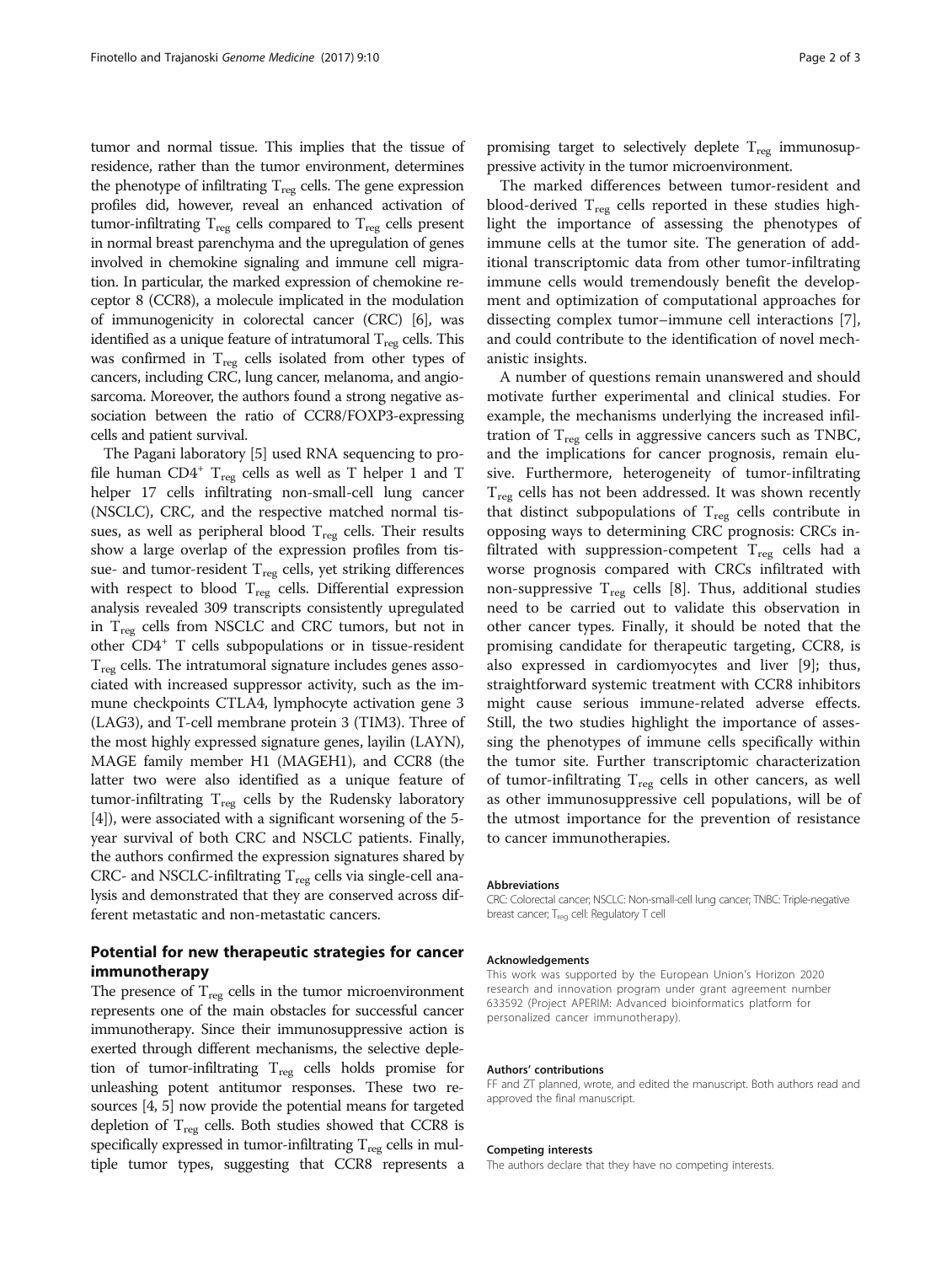tumor and normal tissue. This implies that the tissue of residence, rather than the tumor environment, determines the phenotype of infiltrating $T_{reg}$ cells. The gene expression profiles did, however, reveal an enhanced activation of tumor-infiltrating $T_{reg}$ cells compared to $T_{reg}$ cells present in normal breast parenchyma and the upregulation of genes involved in chemokine signaling and immune cell migration. In particular, the marked expression of chemokine receptor 8 (CCR8), a molecule implicated in the modulation of immunogenicity in colorectal cancer (CRC) [6], was identified as a unique feature of intratumoral $T_{reg}$ cells. This was confirmed in $T_{reg}$ cells isolated from other types of cancers, including CRC, lung cancer, melanoma, and angiosarcoma. Moreover, the authors found a strong negative association between the ratio of CCR8/FOXP3-expressing cells and patient survival.

The Pagani laboratory [5] used RNA sequencing to profile human $CD4^+$ $T_{reg}$ cells as well as T helper 1 and T helper 17 cells infiltrating non-small-cell lung cancer (NSCLC), CRC, and the respective matched normal tissues, as well as peripheral blood $T_{reg}$ cells. Their results show a large overlap of the expression profiles from tissue- and tumor-resident $T_{reg}$ cells, yet striking differences with respect to blood $T_{reg}$ cells. Differential expression analysis revealed 309 transcripts consistently upregulated in $T_{reg}$ cells from NSCLC and CRC tumors, but not in other $CD4^+$ T cells subpopulations or in tissue-resident $T_{reg}$ cells. The intratumoral signature includes genes associated with increased suppressor activity, such as the immune checkpoints CTLA4, lymphocyte activation gene 3 (LAG3), and T-cell membrane protein 3 (TIM3). Three of the most highly expressed signature genes, layilin (LAYN), MAGE family member H1 (MAGEH1), and CCR8 (the latter two were also identified as a unique feature of tumor-infiltrating $T_{reg}$ cells by the Rudensky laboratory [4]), were associated with a significant worsening of the 5-year survival of both CRC and NSCLC patients. Finally, the authors confirmed the expression signatures shared by CRC- and NSCLC-infiltrating $T_{reg}$ cells via single-cell analysis and demonstrated that they are conserved across different metastatic and non-metastatic cancers.

## Potential for new therapeutic strategies for cancer immunotherapy

The presence of $T_{reg}$ cells in the tumor microenvironment represents one of the main obstacles for successful cancer immunotherapy. Since their immunosuppressive action is exerted through different mechanisms, the selective depletion of tumor-infiltrating $T_{reg}$ cells holds promise for unleashing potent antitumor responses. These two resources [4, 5] now provide the potential means for targeted depletion of $T_{reg}$ cells. Both studies showed that CCR8 is specifically expressed in tumor-infiltrating $T_{reg}$ cells in multiple tumor types, suggesting that CCR8 represents a promising target to selectively deplete $T_{reg}$ immunosuppressive activity in the tumor microenvironment.

The marked differences between tumor-resident and blood-derived $T_{reg}$ cells reported in these studies highlight the importance of assessing the phenotypes of immune cells at the tumor site. The generation of additional transcriptomic data from other tumor-infiltrating immune cells would tremendously benefit the development and optimization of computational approaches for dissecting complex tumor–immune cell interactions [7], and could contribute to the identification of novel mechanistic insights.

A number of questions remain unanswered and should motivate further experimental and clinical studies. For example, the mechanisms underlying the increased infiltration of $T_{reg}$ cells in aggressive cancers such as TNBC, and the implications for cancer prognosis, remain elusive. Furthermore, heterogeneity of tumor-infiltrating $T_{reg}$ cells has not been addressed. It was shown recently that distinct subpopulations of $T_{reg}$ cells contribute in opposing ways to determining CRC prognosis: CRCs infiltrated with suppression-competent $T_{reg}$ cells had a worse prognosis compared with CRCs infiltrated with non-suppressive $T_{reg}$ cells [8]. Thus, additional studies need to be carried out to validate this observation in other cancer types. Finally, it should be noted that the promising candidate for therapeutic targeting, CCR8, is also expressed in cardiomyocytes and liver [9]; thus, straightforward systemic treatment with CCR8 inhibitors might cause serious immune-related adverse effects. Still, the two studies highlight the importance of assessing the phenotypes of immune cells specifically within the tumor site. Further transcriptomic characterization of tumor-infiltrating $T_{reg}$ cells in other cancers, as well as other immunosuppressive cell populations, will be of the utmost importance for the prevention of resistance to cancer immunotherapies.

#### Abbreviations

CRC: Colorectal cancer; NSCLC: Non-small-cell lung cancer; TNBC: Triple-negative breast cancer; $T_{reg}$ cell: Regulatory T cell

#### Acknowledgements

This work was supported by the European Union's Horizon 2020 research and innovation program under grant agreement number 633592 (Project APERIM: Advanced bioinformatics platform for personalized cancer immunotherapy).

#### Authors' contributions

FF and ZT planned, wrote, and edited the manuscript. Both authors read and approved the final manuscript.

#### Competing interests

The authors declare that they have no competing interests.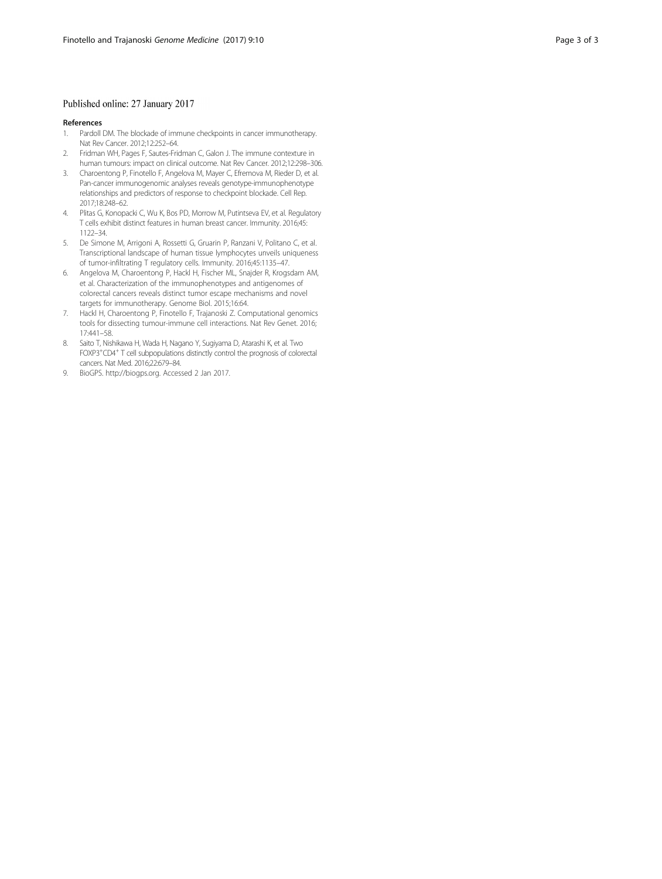Published online: 27 January 2017

### References

1. Pardoll DM. The blockade of immune checkpoints in cancer immunotherapy. Nat Rev Cancer. 2012;12:252–64.
2. Fridman WH, Pages F, Sautes-Fridman C, Galon J. The immune contexture in human tumours: impact on clinical outcome. Nat Rev Cancer. 2012;12:298–306.
3. Charoentong P, Finotello F, Angelova M, Mayer C, Efremova M, Rieder D, et al. Pan-cancer immunogenomic analyses reveals genotype-immunophenotype relationships and predictors of response to checkpoint blockade. Cell Rep. 2017;18:248–62.
4. Plitas G, Konopacki C, Wu K, Bos PD, Morrow M, Putintseva EV, et al. Regulatory T cells exhibit distinct features in human breast cancer. Immunity. 2016;45: 1122–34.
5. De Simone M, Arrigoni A, Rossetti G, Gruarin P, Ranzani V, Politano C, et al. Transcriptional landscape of human tissue lymphocytes unveils uniqueness of tumor-infiltrating T regulatory cells. Immunity. 2016;45:1135–47.
6. Angelova M, Charoentong P, Hackl H, Fischer ML, Snajder R, Krogsdam AM, et al. Characterization of the immunophenotypes and antigenomes of colorectal cancers reveals distinct tumor escape mechanisms and novel targets for immunotherapy. Genome Biol. 2015;16:64.
7. Hackl H, Charoentong P, Finotello F, Trajanoski Z. Computational genomics tools for dissecting tumour-immune cell interactions. Nat Rev Genet. 2016; 17:441–58.
8. Saito T, Nishikawa H, Wada H, Nagano Y, Sugiyama D, Atarashi K, et al. Two $FOXP3^{+}CD4^{+}$ T cell subpopulations distinctly control the prognosis of colorectal cancers. Nat Med. 2016;22:679–84.
9. BioGPS. http://biogps.org. Accessed 2 Jan 2017.